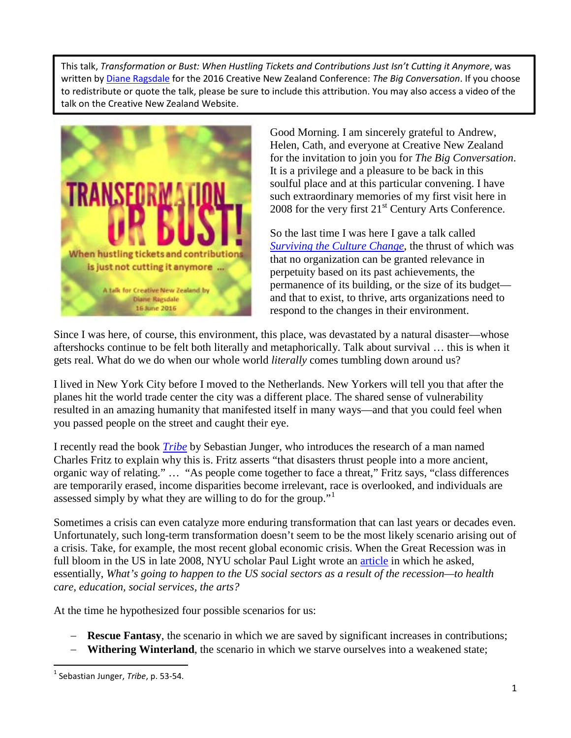This talk, *Transformation or Bust: When Hustling Tickets and Contributions Just Isn't Cutting it Anymore*, was written by Diane Ragsdale for the 2016 Creative New Zealand Conference: *The Big Conversation*. If you choose to redistribute or quote the talk, please be sure to include this attribution. You may also access a video of the talk on the Creative New Zealand Website.

Good Morning. I am sincerely grateful to Andrew, Helen, Cath, and everyone at Creative New Zealand for the invitation to join you for *The Big Conversation*. It is a privilege and a pleasure to be back in this soulful place and at this particular convening. I have such extraordinary memories of my first visit here in 2008 for the very first 21st Century Arts Conference.

So the last time I was here I gave a talk called *Surviving the Culture Change*, the thrust of which was that no organization can be granted relevance in perpetuity based on its past achievements, the permanence of its building, or the size of its budget—and that to exist, to thrive, arts organizations need to respond to the changes in their environment.

Since I was here, of course, this environment, this place, was devastated by a natural disaster—whose aftershocks continue to be felt both literally and metaphorically. Talk about survival … this is when it gets real. What do we do when our whole world *literally* comes tumbling down around us?

I lived in New York City before I moved to the Netherlands. New Yorkers will tell you that after the planes hit the world trade center the city was a different place. The shared sense of vulnerability resulted in an amazing humanity that manifested itself in many ways—and that you could feel when you passed people on the street and caught their eye.

I recently read the book *Tribe* by Sebastian Junger, who introduces the research of a man named Charles Fritz to explain why this is. Fritz asserts "that disasters thrust people into a more ancient, organic way of relating." … "As people come together to face a threat," Fritz says, "class differences are temporarily erased, income disparities become irrelevant, race is overlooked, and individuals are assessed simply by what they are willing to do for the group."[1]

Sometimes a crisis can even catalyze more enduring transformation that can last years or decades even. Unfortunately, such long-term transformation doesn't seem to be the most likely scenario arising out of a crisis. Take, for example, the most recent global economic crisis. When the Great Recession was in full bloom in the US in late 2008, NYU scholar Paul Light wrote an article in which he asked, essentially, *What's going to happen to the US social sectors as a result of the recession—to health care, education, social services, the arts?*

At the time he hypothesized four possible scenarios for us:

- **Rescue Fantasy**, the scenario in which we are saved by significant increases in contributions;
- **Withering Winterland**, the scenario in which we starve ourselves into a weakened state;

[1] Sebastian Junger, *Tribe*, p. 53-54.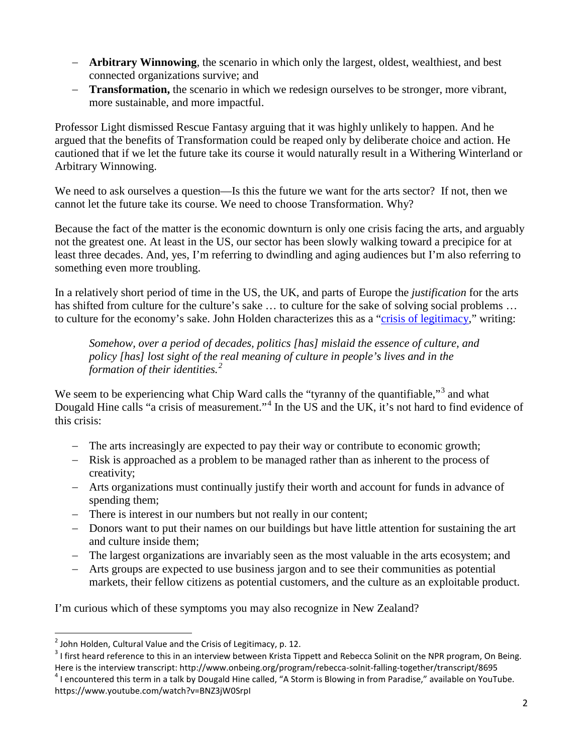- **Arbitrary Winnowing**, the scenario in which only the largest, oldest, wealthiest, and best connected organizations survive; and
- **Transformation,** the scenario in which we redesign ourselves to be stronger, more vibrant, more sustainable, and more impactful.

Professor Light dismissed Rescue Fantasy arguing that it was highly unlikely to happen. And he argued that the benefits of Transformation could be reaped only by deliberate choice and action. He cautioned that if we let the future take its course it would naturally result in a Withering Winterland or Arbitrary Winnowing.

We need to ask ourselves a question—Is this the future we want for the arts sector? If not, then we cannot let the future take its course. We need to choose Transformation. Why?

Because the fact of the matter is the economic downturn is only one crisis facing the arts, and arguably not the greatest one. At least in the US, our sector has been slowly walking toward a precipice for at least three decades. And, yes, I'm referring to dwindling and aging audiences but I'm also referring to something even more troubling.

In a relatively short period of time in the US, the UK, and parts of Europe the *justification* for the arts has shifted from culture for the culture's sake … to culture for the sake of solving social problems … to culture for the economy's sake. John Holden characterizes this as a "crisis of legitimacy," writing:

> *Somehow, over a period of decades, politics [has] mislaid the essence of culture, and policy [has] lost sight of the real meaning of culture in people's lives and in the formation of their identities.*[2]

We seem to be experiencing what Chip Ward calls the "tyranny of the quantifiable,"[3] and what Dougald Hine calls "a crisis of measurement."[4] In the US and the UK, it's not hard to find evidence of this crisis:

- The arts increasingly are expected to pay their way or contribute to economic growth;
- Risk is approached as a problem to be managed rather than as inherent to the process of creativity;
- Arts organizations must continually justify their worth and account for funds in advance of spending them;
- There is interest in our numbers but not really in our content;
- Donors want to put their names on our buildings but have little attention for sustaining the art and culture inside them;
- The largest organizations are invariably seen as the most valuable in the arts ecosystem; and
- Arts groups are expected to use business jargon and to see their communities as potential markets, their fellow citizens as potential customers, and the culture as an exploitable product.

I'm curious which of these symptoms you may also recognize in New Zealand?

---

[2] John Holden, Cultural Value and the Crisis of Legitimacy, p. 12.

[3] I first heard reference to this in an interview between Krista Tippett and Rebecca Solinit on the NPR program, On Being. Here is the interview transcript: http://www.onbeing.org/program/rebecca-solnit-falling-together/transcript/8695

[4] I encountered this term in a talk by Dougald Hine called, "A Storm is Blowing in from Paradise," available on YouTube. https://www.youtube.com/watch?v=BNZ3jW0SrpI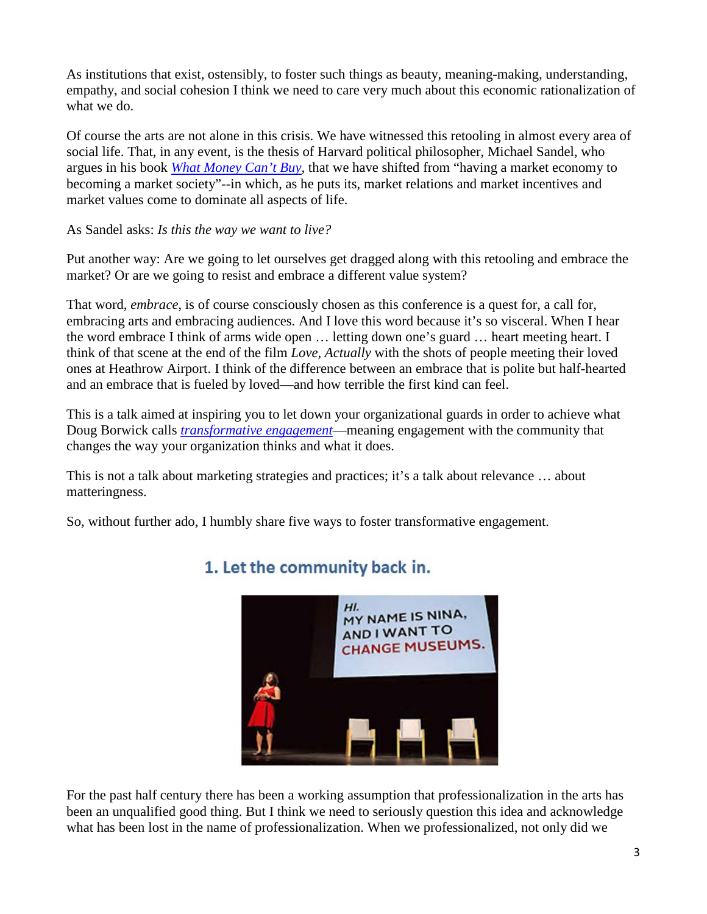As institutions that exist, ostensibly, to foster such things as beauty, meaning-making, understanding, empathy, and social cohesion I think we need to care very much about this economic rationalization of what we do.

Of course the arts are not alone in this crisis. We have witnessed this retooling in almost every area of social life. That, in any event, is the thesis of Harvard political philosopher, Michael Sandel, who argues in his book *What Money Can't Buy*, that we have shifted from "having a market economy to becoming a market society"--in which, as he puts its, market relations and market incentives and market values come to dominate all aspects of life.

As Sandel asks: *Is this the way we want to live?*

Put another way: Are we going to let ourselves get dragged along with this retooling and embrace the market? Or are we going to resist and embrace a different value system?

That word, *embrace*, is of course consciously chosen as this conference is a quest for, a call for, embracing arts and embracing audiences. And I love this word because it's so visceral. When I hear the word embrace I think of arms wide open … letting down one's guard … heart meeting heart. I think of that scene at the end of the film *Love, Actually* with the shots of people meeting their loved ones at Heathrow Airport. I think of the difference between an embrace that is polite but half-hearted and an embrace that is fueled by loved—and how terrible the first kind can feel.

This is a talk aimed at inspiring you to let down your organizational guards in order to achieve what Doug Borwick calls *transformative engagement*—meaning engagement with the community that changes the way your organization thinks and what it does.

This is not a talk about marketing strategies and practices; it's a talk about relevance … about matteringness.

So, without further ado, I humbly share five ways to foster transformative engagement.

## 1. Let the community back in.

For the past half century there has been a working assumption that professionalization in the arts has been an unqualified good thing. But I think we need to seriously question this idea and acknowledge what has been lost in the name of professionalization. When we professionalized, not only did we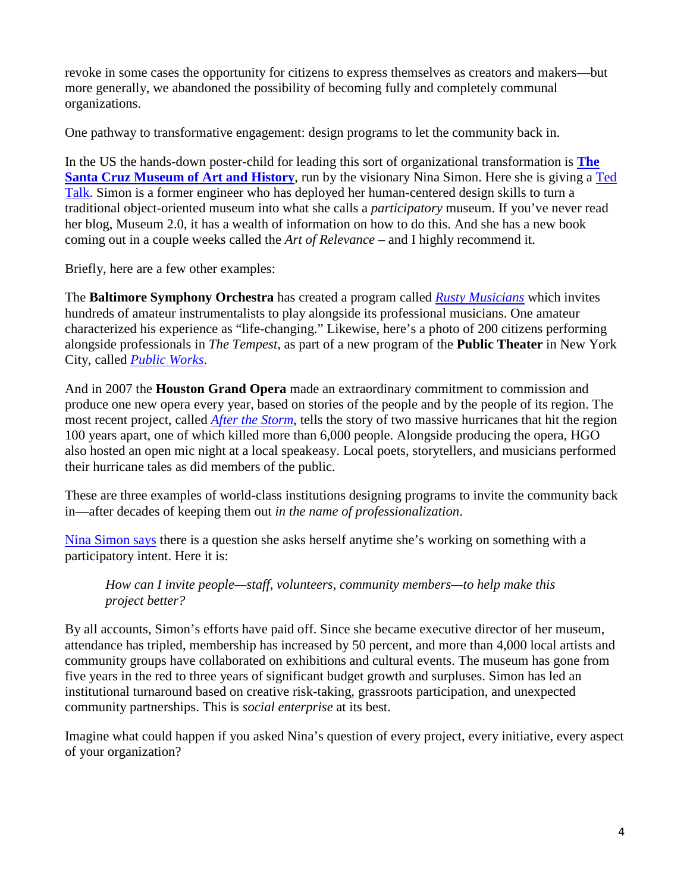revoke in some cases the opportunity for citizens to express themselves as creators and makers—but more generally, we abandoned the possibility of becoming fully and completely communal organizations.

One pathway to transformative engagement: design programs to let the community back in.

In the US the hands-down poster-child for leading this sort of organizational transformation is **The Santa Cruz Museum of Art and History**, run by the visionary Nina Simon. Here she is giving a Ted Talk. Simon is a former engineer who has deployed her human-centered design skills to turn a traditional object-oriented museum into what she calls a *participatory* museum. If you've never read her blog, Museum 2.0, it has a wealth of information on how to do this. And she has a new book coming out in a couple weeks called the *Art of Relevance* – and I highly recommend it.

Briefly, here are a few other examples:

The **Baltimore Symphony Orchestra** has created a program called *Rusty Musicians* which invites hundreds of amateur instrumentalists to play alongside its professional musicians. One amateur characterized his experience as "life-changing." Likewise, here's a photo of 200 citizens performing alongside professionals in *The Tempest*, as part of a new program of the **Public Theater** in New York City, called *Public Works*.

And in 2007 the **Houston Grand Opera** made an extraordinary commitment to commission and produce one new opera every year, based on stories of the people and by the people of its region. The most recent project, called *After the Storm*, tells the story of two massive hurricanes that hit the region 100 years apart, one of which killed more than 6,000 people. Alongside producing the opera, HGO also hosted an open mic night at a local speakeasy. Local poets, storytellers, and musicians performed their hurricane tales as did members of the public.

These are three examples of world-class institutions designing programs to invite the community back in—after decades of keeping them out *in the name of professionalization*.

Nina Simon says there is a question she asks herself anytime she's working on something with a participatory intent. Here it is:

> *How can I invite people—staff, volunteers, community members—to help make this project better?*

By all accounts, Simon's efforts have paid off. Since she became executive director of her museum, attendance has tripled, membership has increased by 50 percent, and more than 4,000 local artists and community groups have collaborated on exhibitions and cultural events. The museum has gone from five years in the red to three years of significant budget growth and surpluses. Simon has led an institutional turnaround based on creative risk-taking, grassroots participation, and unexpected community partnerships. This is *social enterprise* at its best.

Imagine what could happen if you asked Nina's question of every project, every initiative, every aspect of your organization?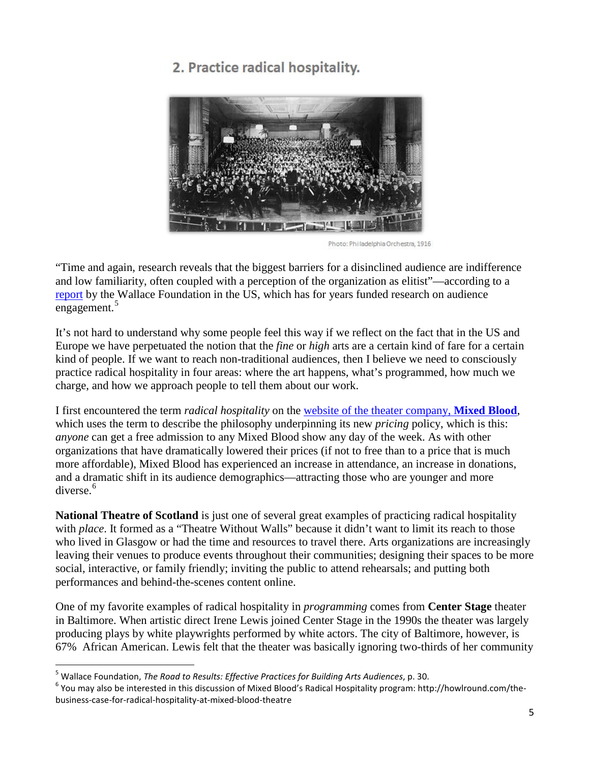## 2. Practice radical hospitality.

Photo: Philadelphia Orchestra, 1916

"Time and again, research reveals that the biggest barriers for a disinclined audience are indifference and low familiarity, often coupled with a perception of the organization as elitist"—according to a report by the Wallace Foundation in the US, which has for years funded research on audience engagement.[5]

It's not hard to understand why some people feel this way if we reflect on the fact that in the US and Europe we have perpetuated the notion that the *fine* or *high* arts are a certain kind of fare for a certain kind of people. If we want to reach non-traditional audiences, then I believe we need to consciously practice radical hospitality in four areas: where the art happens, what's programmed, how much we charge, and how we approach people to tell them about our work.

I first encountered the term *radical hospitality* on the website of the theater company, **Mixed Blood**, which uses the term to describe the philosophy underpinning its new *pricing* policy, which is this: *anyone* can get a free admission to any Mixed Blood show any day of the week. As with other organizations that have dramatically lowered their prices (if not to free than to a price that is much more affordable), Mixed Blood has experienced an increase in attendance, an increase in donations, and a dramatic shift in its audience demographics—attracting those who are younger and more diverse.[6]

**National Theatre of Scotland** is just one of several great examples of practicing radical hospitality with *place*. It formed as a "Theatre Without Walls" because it didn't want to limit its reach to those who lived in Glasgow or had the time and resources to travel there. Arts organizations are increasingly leaving their venues to produce events throughout their communities; designing their spaces to be more social, interactive, or family friendly; inviting the public to attend rehearsals; and putting both performances and behind-the-scenes content online.

One of my favorite examples of radical hospitality in *programming* comes from **Center Stage** theater in Baltimore. When artistic direct Irene Lewis joined Center Stage in the 1990s the theater was largely producing plays by white playwrights performed by white actors. The city of Baltimore, however, is 67% African American. Lewis felt that the theater was basically ignoring two-thirds of her community

---

[5] Wallace Foundation, *The Road to Results: Effective Practices for Building Arts Audiences*, p. 30.

[6] You may also be interested in this discussion of Mixed Blood's Radical Hospitality program: http://howlround.com/the-business-case-for-radical-hospitality-at-mixed-blood-theatre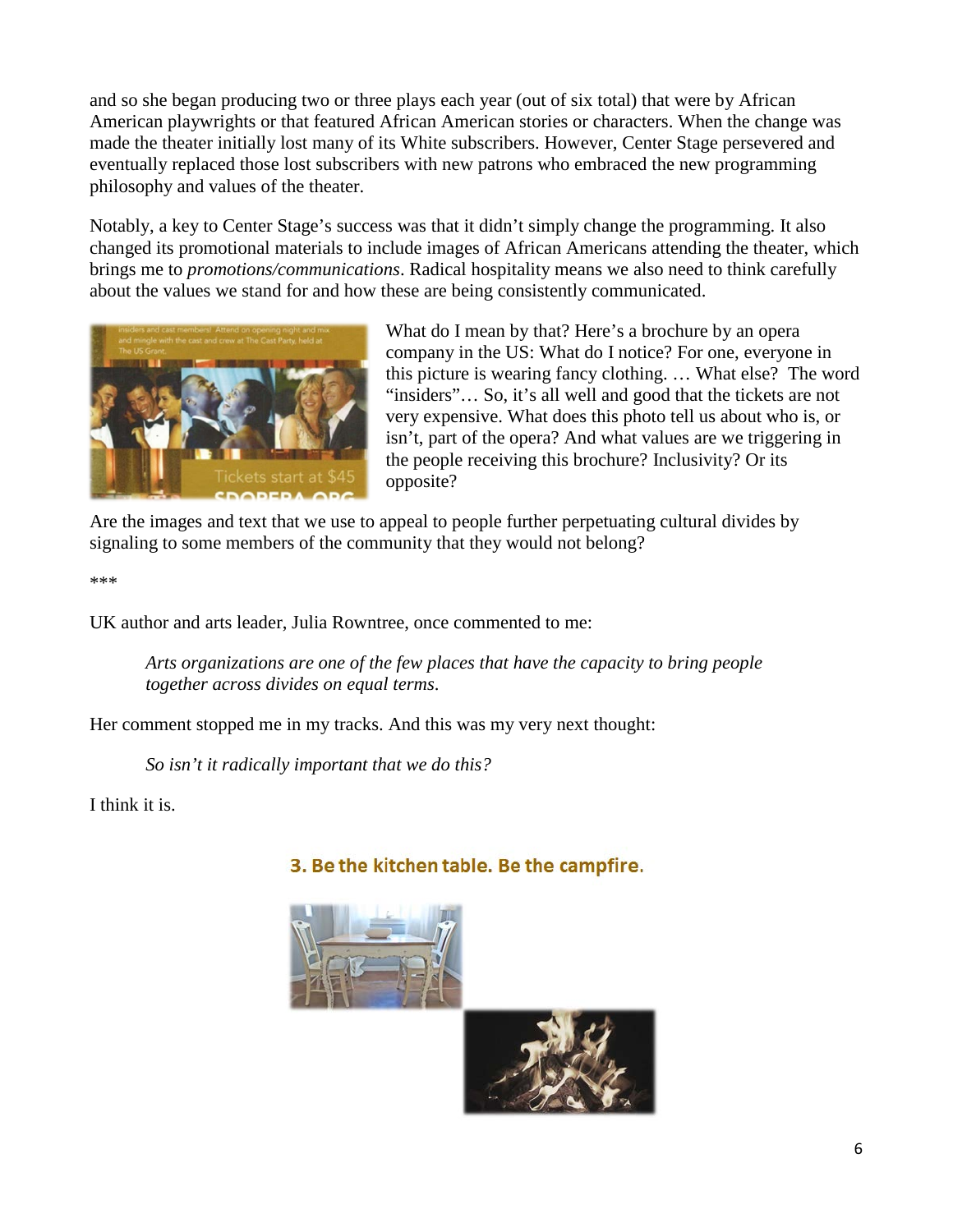and so she began producing two or three plays each year (out of six total) that were by African American playwrights or that featured African American stories or characters. When the change was made the theater initially lost many of its White subscribers. However, Center Stage persevered and eventually replaced those lost subscribers with new patrons who embraced the new programming philosophy and values of the theater.

Notably, a key to Center Stage's success was that it didn't simply change the programming. It also changed its promotional materials to include images of African Americans attending the theater, which brings me to *promotions/communications*. Radical hospitality means we also need to think carefully about the values we stand for and how these are being consistently communicated.

What do I mean by that? Here's a brochure by an opera company in the US: What do I notice? For one, everyone in this picture is wearing fancy clothing. … What else? The word "insiders"… So, it's all well and good that the tickets are not very expensive. What does this photo tell us about who is, or isn't, part of the opera? And what values are we triggering in the people receiving this brochure? Inclusivity? Or its opposite?

Are the images and text that we use to appeal to people further perpetuating cultural divides by signaling to some members of the community that they would not belong?

\*\*\*

UK author and arts leader, Julia Rowntree, once commented to me:

> *Arts organizations are one of the few places that have the capacity to bring people together across divides on equal terms.*

Her comment stopped me in my tracks. And this was my very next thought:

> *So isn't it radically important that we do this?*

I think it is.

## 3. Be the kitchen table. Be the campfire.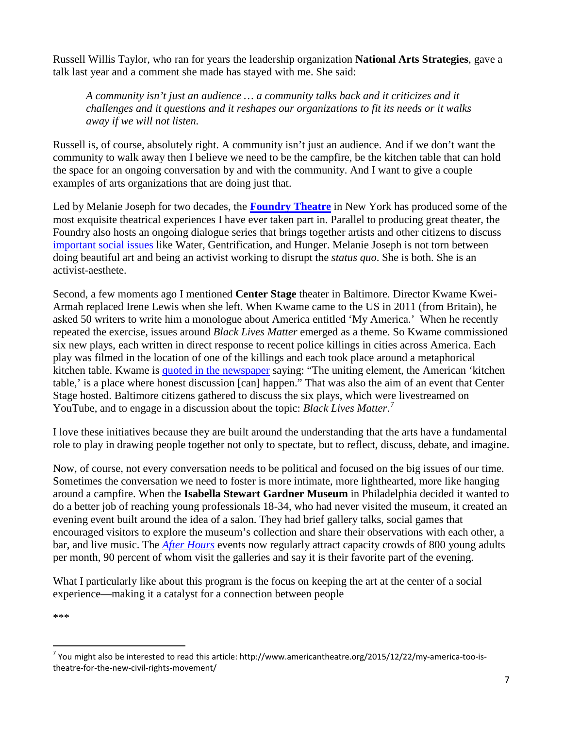Russell Willis Taylor, who ran for years the leadership organization **National Arts Strategies**, gave a talk last year and a comment she made has stayed with me. She said:

> *A community isn't just an audience … a community talks back and it criticizes and it challenges and it questions and it reshapes our organizations to fit its needs or it walks away if we will not listen.*

Russell is, of course, absolutely right. A community isn't just an audience. And if we don't want the community to walk away then I believe we need to be the campfire, be the kitchen table that can hold the space for an ongoing conversation by and with the community. And I want to give a couple examples of arts organizations that are doing just that.

Led by Melanie Joseph for two decades, the **Foundry Theatre** in New York has produced some of the most exquisite theatrical experiences I have ever taken part in. Parallel to producing great theater, the Foundry also hosts an ongoing dialogue series that brings together artists and other citizens to discuss important social issues like Water, Gentrification, and Hunger. Melanie Joseph is not torn between doing beautiful art and being an activist working to disrupt the *status quo*. She is both. She is an activist-aesthete.

Second, a few moments ago I mentioned **Center Stage** theater in Baltimore. Director Kwame Kwei-Armah replaced Irene Lewis when she left. When Kwame came to the US in 2011 (from Britain), he asked 50 writers to write him a monologue about America entitled 'My America.' When he recently repeated the exercise, issues around *Black Lives Matter* emerged as a theme. So Kwame commissioned six new plays, each written in direct response to recent police killings in cities across America. Each play was filmed in the location of one of the killings and each took place around a metaphorical kitchen table. Kwame is quoted in the newspaper saying: "The uniting element, the American 'kitchen table,' is a place where honest discussion [can] happen." That was also the aim of an event that Center Stage hosted. Baltimore citizens gathered to discuss the six plays, which were livestreamed on YouTube, and to engage in a discussion about the topic: *Black Lives Matter*.[7]

I love these initiatives because they are built around the understanding that the arts have a fundamental role to play in drawing people together not only to spectate, but to reflect, discuss, debate, and imagine.

Now, of course, not every conversation needs to be political and focused on the big issues of our time. Sometimes the conversation we need to foster is more intimate, more lighthearted, more like hanging around a campfire. When the **Isabella Stewart Gardner Museum** in Philadelphia decided it wanted to do a better job of reaching young professionals 18-34, who had never visited the museum, it created an evening event built around the idea of a salon. They had brief gallery talks, social games that encouraged visitors to explore the museum's collection and share their observations with each other, a bar, and live music. The *After Hours* events now regularly attract capacity crowds of 800 young adults per month, 90 percent of whom visit the galleries and say it is their favorite part of the evening.

What I particularly like about this program is the focus on keeping the art at the center of a social experience—making it a catalyst for a connection between people

\*\*\*

---

[7] You might also be interested to read this article: http://www.americantheatre.org/2015/12/22/my-america-too-is-theatre-for-the-new-civil-rights-movement/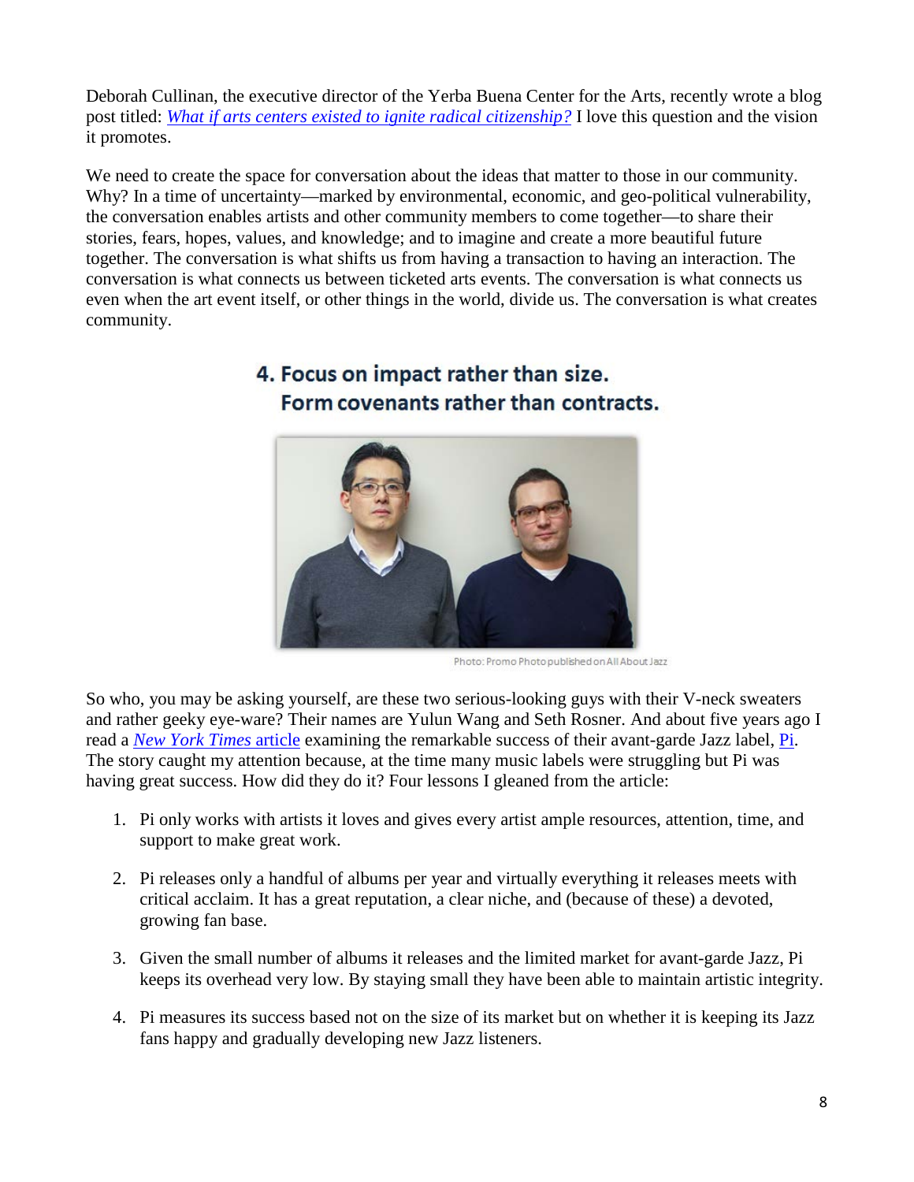Deborah Cullinan, the executive director of the Yerba Buena Center for the Arts, recently wrote a blog post titled: *What if arts centers existed to ignite radical citizenship?* I love this question and the vision it promotes.

We need to create the space for conversation about the ideas that matter to those in our community. Why? In a time of uncertainty—marked by environmental, economic, and geo-political vulnerability, the conversation enables artists and other community members to come together—to share their stories, fears, hopes, values, and knowledge; and to imagine and create a more beautiful future together. The conversation is what shifts us from having a transaction to having an interaction. The conversation is what connects us between ticketed arts events. The conversation is what connects us even when the art event itself, or other things in the world, divide us. The conversation is what creates community.

## 4. Focus on impact rather than size. Form covenants rather than contracts.

Photo: Promo Photo published on All About Jazz

So who, you may be asking yourself, are these two serious-looking guys with their V-neck sweaters and rather geeky eye-ware? Their names are Yulun Wang and Seth Rosner. And about five years ago I read a *New York Times* article examining the remarkable success of their avant-garde Jazz label, Pi. The story caught my attention because, at the time many music labels were struggling but Pi was having great success. How did they do it? Four lessons I gleaned from the article:

1. Pi only works with artists it loves and gives every artist ample resources, attention, time, and support to make great work.
2. Pi releases only a handful of albums per year and virtually everything it releases meets with critical acclaim. It has a great reputation, a clear niche, and (because of these) a devoted, growing fan base.
3. Given the small number of albums it releases and the limited market for avant-garde Jazz, Pi keeps its overhead very low. By staying small they have been able to maintain artistic integrity.
4. Pi measures its success based not on the size of its market but on whether it is keeping its Jazz fans happy and gradually developing new Jazz listeners.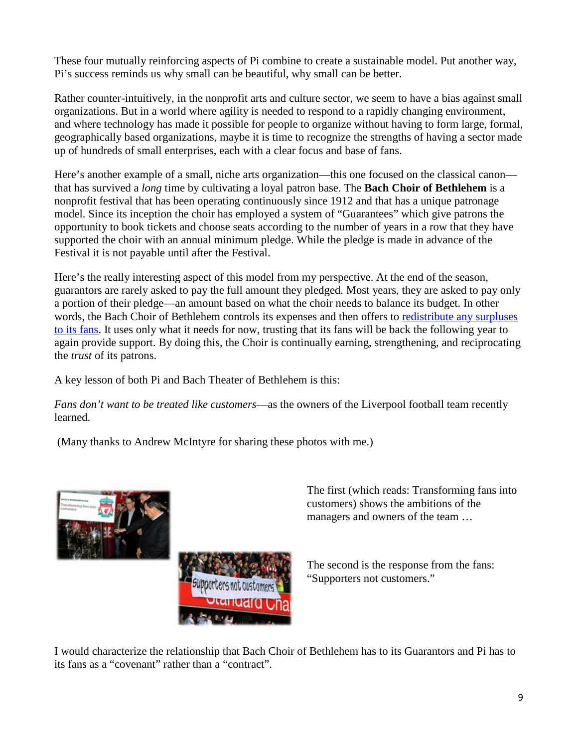These four mutually reinforcing aspects of Pi combine to create a sustainable model. Put another way, Pi's success reminds us why small can be beautiful, why small can be better.

Rather counter-intuitively, in the nonprofit arts and culture sector, we seem to have a bias against small organizations. But in a world where agility is needed to respond to a rapidly changing environment, and where technology has made it possible for people to organize without having to form large, formal, geographically based organizations, maybe it is time to recognize the strengths of having a sector made up of hundreds of small enterprises, each with a clear focus and base of fans.

Here's another example of a small, niche arts organization—this one focused on the classical canon—that has survived a *long* time by cultivating a loyal patron base. The **Bach Choir of Bethlehem** is a nonprofit festival that has been operating continuously since 1912 and that has a unique patronage model. Since its inception the choir has employed a system of "Guarantees" which give patrons the opportunity to book tickets and choose seats according to the number of years in a row that they have supported the choir with an annual minimum pledge. While the pledge is made in advance of the Festival it is not payable until after the Festival.

Here's the really interesting aspect of this model from my perspective. At the end of the season, guarantors are rarely asked to pay the full amount they pledged. Most years, they are asked to pay only a portion of their pledge—an amount based on what the choir needs to balance its budget. In other words, the Bach Choir of Bethlehem controls its expenses and then offers to redistribute any surpluses to its fans. It uses only what it needs for now, trusting that its fans will be back the following year to again provide support. By doing this, the Choir is continually earning, strengthening, and reciprocating the *trust* of its patrons.

A key lesson of both Pi and Bach Theater of Bethlehem is this:

*Fans don't want to be treated like customers*—as the owners of the Liverpool football team recently learned.

(Many thanks to Andrew McIntyre for sharing these photos with me.)

The first (which reads: Transforming fans into customers) shows the ambitions of the managers and owners of the team …

The second is the response from the fans: "Supporters not customers."

I would characterize the relationship that Bach Choir of Bethlehem has to its Guarantors and Pi has to its fans as a "covenant" rather than a "contract".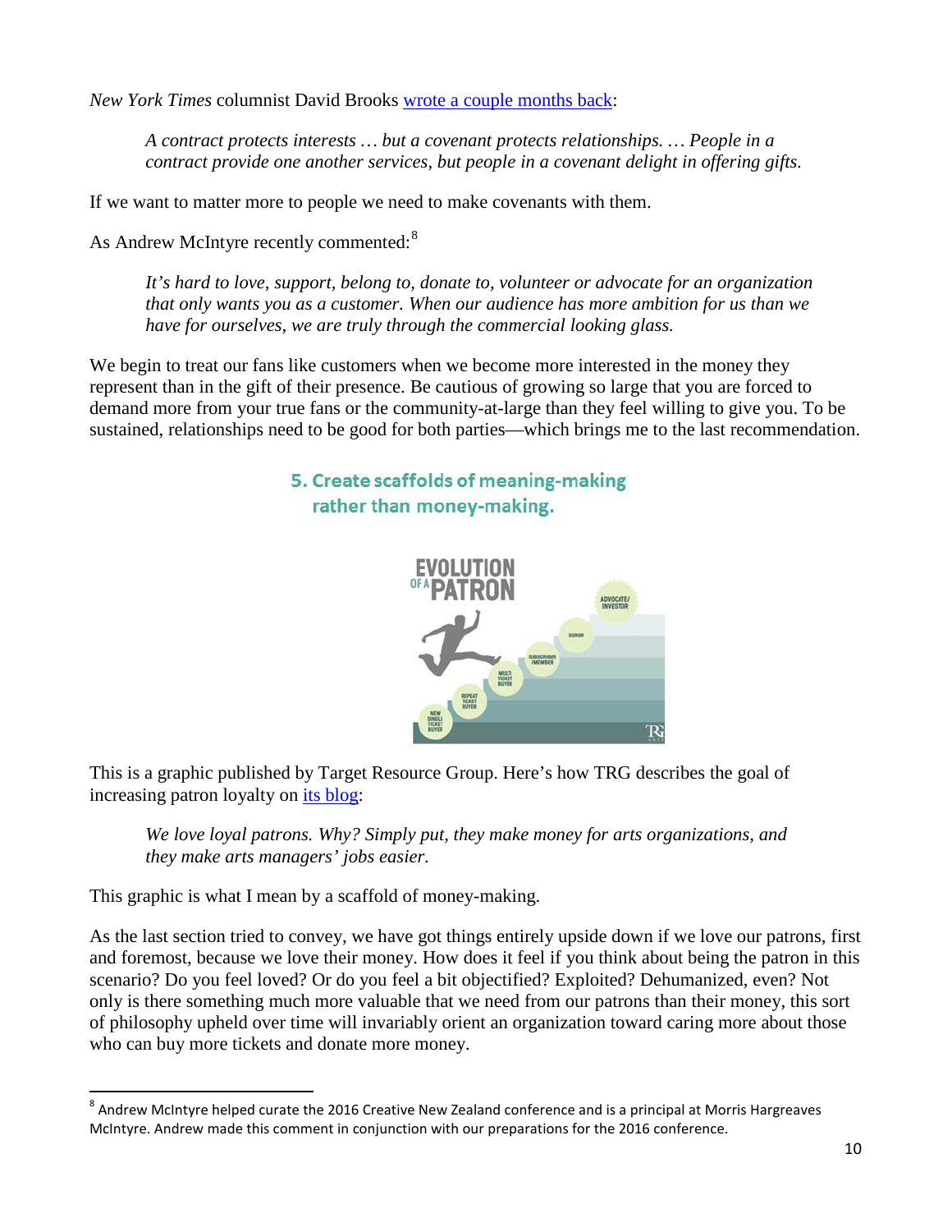*New York Times* columnist David Brooks [wrote a couple months back](#):

> *A contract protects interests … but a covenant protects relationships. … People in a contract provide one another services, but people in a covenant delight in offering gifts.*

If we want to matter more to people we need to make covenants with them.

As Andrew McIntyre recently commented:[8]

> *It's hard to love, support, belong to, donate to, volunteer or advocate for an organization that only wants you as a customer. When our audience has more ambition for us than we have for ourselves, we are truly through the commercial looking glass.*

We begin to treat our fans like customers when we become more interested in the money they represent than in the gift of their presence. Be cautious of growing so large that you are forced to demand more from your true fans or the community-at-large than they feel willing to give you. To be sustained, relationships need to be good for both parties—which brings me to the last recommendation.

## 5. Create scaffolds of meaning-making rather than money-making.

This is a graphic published by Target Resource Group. Here's how TRG describes the goal of increasing patron loyalty on [its blog](#):

> *We love loyal patrons. Why? Simply put, they make money for arts organizations, and they make arts managers' jobs easier.*

This graphic is what I mean by a scaffold of money-making.

As the last section tried to convey, we have got things entirely upside down if we love our patrons, first and foremost, because we love their money. How does it feel if you think about being the patron in this scenario? Do you feel loved? Or do you feel a bit objectified? Exploited? Dehumanized, even? Not only is there something much more valuable that we need from our patrons than their money, this sort of philosophy upheld over time will invariably orient an organization toward caring more about those who can buy more tickets and donate more money.

---

[8] Andrew McIntyre helped curate the 2016 Creative New Zealand conference and is a principal at Morris Hargreaves McIntyre. Andrew made this comment in conjunction with our preparations for the 2016 conference.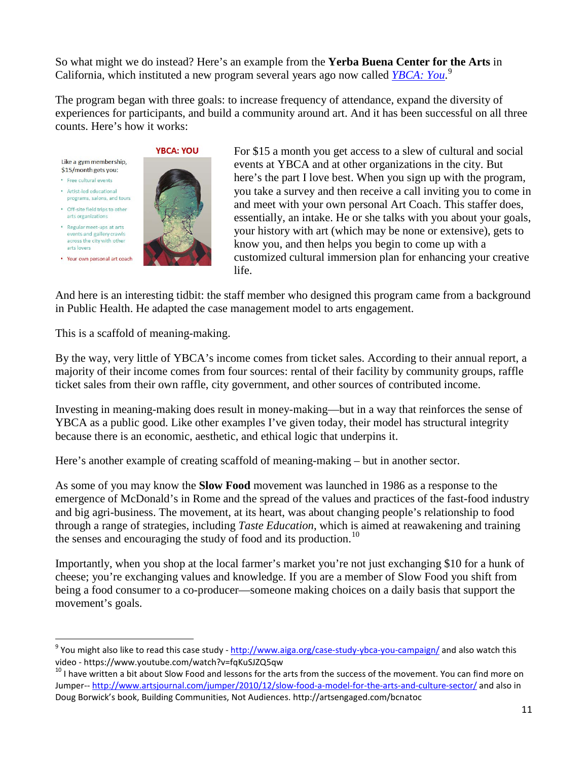So what might we do instead? Here's an example from the **Yerba Buena Center for the Arts** in California, which instituted a new program several years ago now called *YBCA: You*.[9]

The program began with three goals: to increase frequency of attendance, expand the diversity of experiences for participants, and build a community around art. And it has been successful on all three counts. Here's how it works:

**YBCA: YOU**

Like a gym membership, $15/month gets you:

- Free cultural events
- Artist-led educational programs, salons, and tours
- Off-site field trips to other arts organizations
- Regular meet-ups at arts events and gallery crawls across the city with other arts lovers
- Your own personal art coach

For $15 a month you get access to a slew of cultural and social events at YBCA and at other organizations in the city. But here's the part I love best. When you sign up with the program, you take a survey and then receive a call inviting you to come in and meet with your own personal Art Coach. This staffer does, essentially, an intake. He or she talks with you about your goals, your history with art (which may be none or extensive), gets to know you, and then helps you begin to come up with a customized cultural immersion plan for enhancing your creative life.

And here is an interesting tidbit: the staff member who designed this program came from a background in Public Health. He adapted the case management model to arts engagement.

This is a scaffold of meaning-making.

By the way, very little of YBCA's income comes from ticket sales. According to their annual report, a majority of their income comes from four sources: rental of their facility by community groups, raffle ticket sales from their own raffle, city government, and other sources of contributed income.

Investing in meaning-making does result in money-making—but in a way that reinforces the sense of YBCA as a public good. Like other examples I've given today, their model has structural integrity because there is an economic, aesthetic, and ethical logic that underpins it.

Here's another example of creating scaffold of meaning-making – but in another sector.

As some of you may know the **Slow Food** movement was launched in 1986 as a response to the emergence of McDonald's in Rome and the spread of the values and practices of the fast-food industry and big agri-business. The movement, at its heart, was about changing people's relationship to food through a range of strategies, including *Taste Education*, which is aimed at reawakening and training the senses and encouraging the study of food and its production.[10]

Importantly, when you shop at the local farmer's market you're not just exchanging $10 for a hunk of cheese; you're exchanging values and knowledge. If you are a member of Slow Food you shift from being a food consumer to a co-producer—someone making choices on a daily basis that support the movement's goals.

---

[9] You might also like to read this case study - http://www.aiga.org/case-study-ybca-you-campaign/ and also watch this video - https://www.youtube.com/watch?v=fqKuSJZQ5qw

[10] I have written a bit about Slow Food and lessons for the arts from the success of the movement. You can find more on Jumper-- http://www.artsjournal.com/jumper/2010/12/slow-food-a-model-for-the-arts-and-culture-sector/ and also in Doug Borwick's book, Building Communities, Not Audiences. http://artsengaged.com/bcnatoc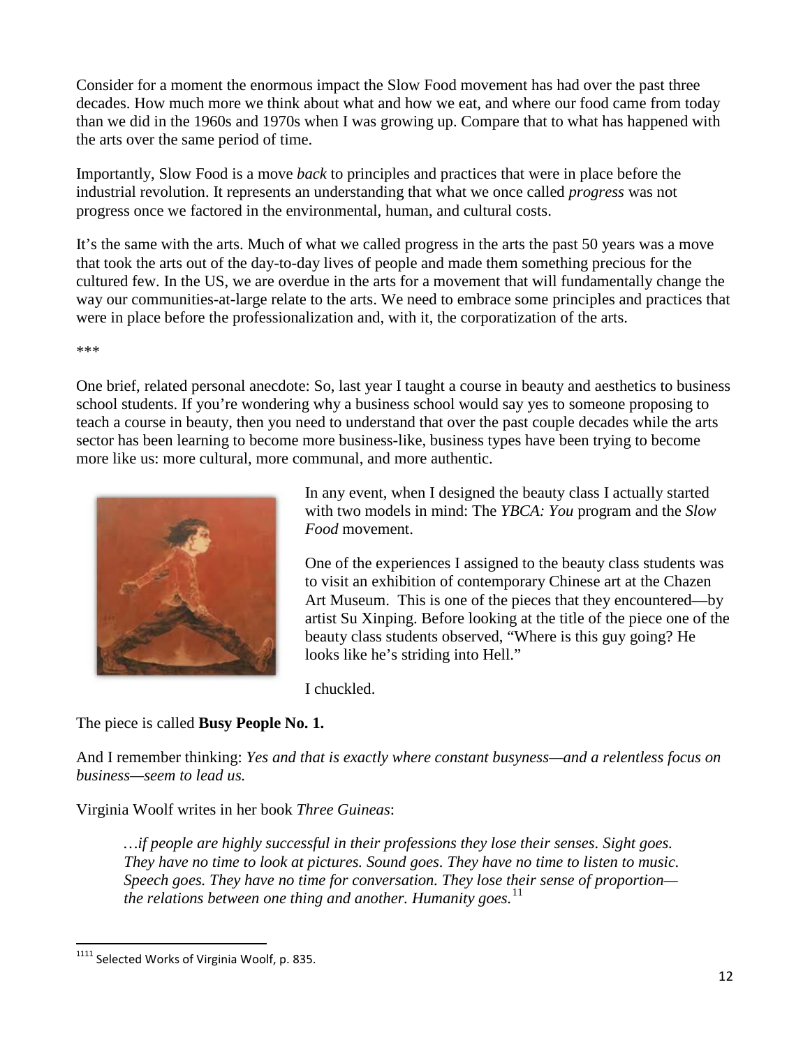Consider for a moment the enormous impact the Slow Food movement has had over the past three decades. How much more we think about what and how we eat, and where our food came from today than we did in the 1960s and 1970s when I was growing up. Compare that to what has happened with the arts over the same period of time.

Importantly, Slow Food is a move *back* to principles and practices that were in place before the industrial revolution. It represents an understanding that what we once called *progress* was not progress once we factored in the environmental, human, and cultural costs.

It's the same with the arts. Much of what we called progress in the arts the past 50 years was a move that took the arts out of the day-to-day lives of people and made them something precious for the cultured few. In the US, we are overdue in the arts for a movement that will fundamentally change the way our communities-at-large relate to the arts. We need to embrace some principles and practices that were in place before the professionalization and, with it, the corporatization of the arts.

***

One brief, related personal anecdote: So, last year I taught a course in beauty and aesthetics to business school students. If you're wondering why a business school would say yes to someone proposing to teach a course in beauty, then you need to understand that over the past couple decades while the arts sector has been learning to become more business-like, business types have been trying to become more like us: more cultural, more communal, and more authentic.

In any event, when I designed the beauty class I actually started with two models in mind: The *YBCA: You* program and the *Slow Food* movement.

One of the experiences I assigned to the beauty class students was to visit an exhibition of contemporary Chinese art at the Chazen Art Museum. This is one of the pieces that they encountered—by artist Su Xinping. Before looking at the title of the piece one of the beauty class students observed, "Where is this guy going? He looks like he's striding into Hell."

I chuckled.

The piece is called **Busy People No. 1.**

And I remember thinking: *Yes and that is exactly where constant busyness—and a relentless focus on business—seem to lead us.*

Virginia Woolf writes in her book *Three Guineas*:

> *…if people are highly successful in their professions they lose their senses. Sight goes. They have no time to look at pictures. Sound goes. They have no time to listen to music. Speech goes. They have no time for conversation. They lose their sense of proportion—the relations between one thing and another. Humanity goes.*[11]

---

[11] Selected Works of Virginia Woolf, p. 835.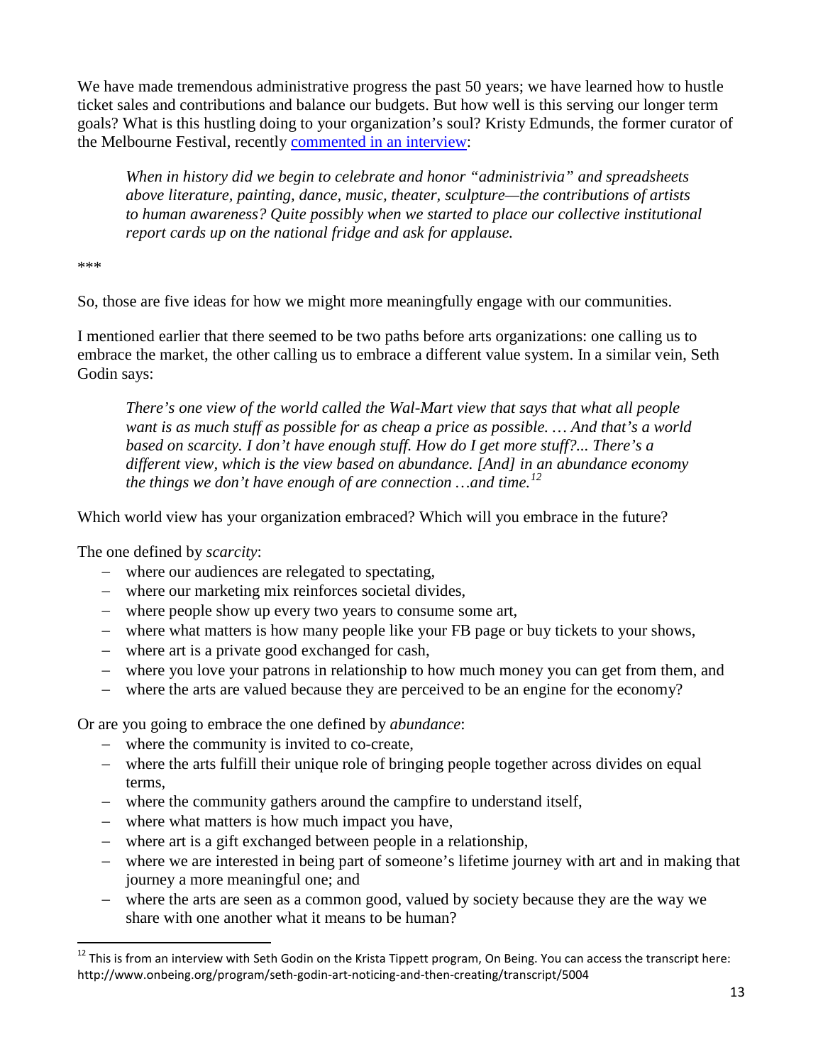We have made tremendous administrative progress the past 50 years; we have learned how to hustle ticket sales and contributions and balance our budgets. But how well is this serving our longer term goals? What is this hustling doing to your organization's soul? Kristy Edmunds, the former curator of the Melbourne Festival, recently [commented in an interview](#):

> *When in history did we begin to celebrate and honor "administrivia" and spreadsheets above literature, painting, dance, music, theater, sculpture—the contributions of artists to human awareness? Quite possibly when we started to place our collective institutional report cards up on the national fridge and ask for applause.*

***

So, those are five ideas for how we might more meaningfully engage with our communities.

I mentioned earlier that there seemed to be two paths before arts organizations: one calling us to embrace the market, the other calling us to embrace a different value system. In a similar vein, Seth Godin says:

> *There's one view of the world called the Wal-Mart view that says that what all people want is as much stuff as possible for as cheap a price as possible. … And that's a world based on scarcity. I don't have enough stuff. How do I get more stuff?... There's a different view, which is the view based on abundance. [And] in an abundance economy the things we don't have enough of are connection …and time.*[12]

Which world view has your organization embraced? Which will you embrace in the future?

The one defined by *scarcity*:

- where our audiences are relegated to spectating,
- where our marketing mix reinforces societal divides,
- where people show up every two years to consume some art,
- where what matters is how many people like your FB page or buy tickets to your shows,
- where art is a private good exchanged for cash,
- where you love your patrons in relationship to how much money you can get from them, and
- where the arts are valued because they are perceived to be an engine for the economy?

Or are you going to embrace the one defined by *abundance*:

- where the community is invited to co-create,
- where the arts fulfill their unique role of bringing people together across divides on equal terms,
- where the community gathers around the campfire to understand itself,
- where what matters is how much impact you have,
- where art is a gift exchanged between people in a relationship,
- where we are interested in being part of someone's lifetime journey with art and in making that journey a more meaningful one; and
- where the arts are seen as a common good, valued by society because they are the way we share with one another what it means to be human?

---

[12] This is from an interview with Seth Godin on the Krista Tippett program, On Being. You can access the transcript here: http://www.onbeing.org/program/seth-godin-art-noticing-and-then-creating/transcript/5004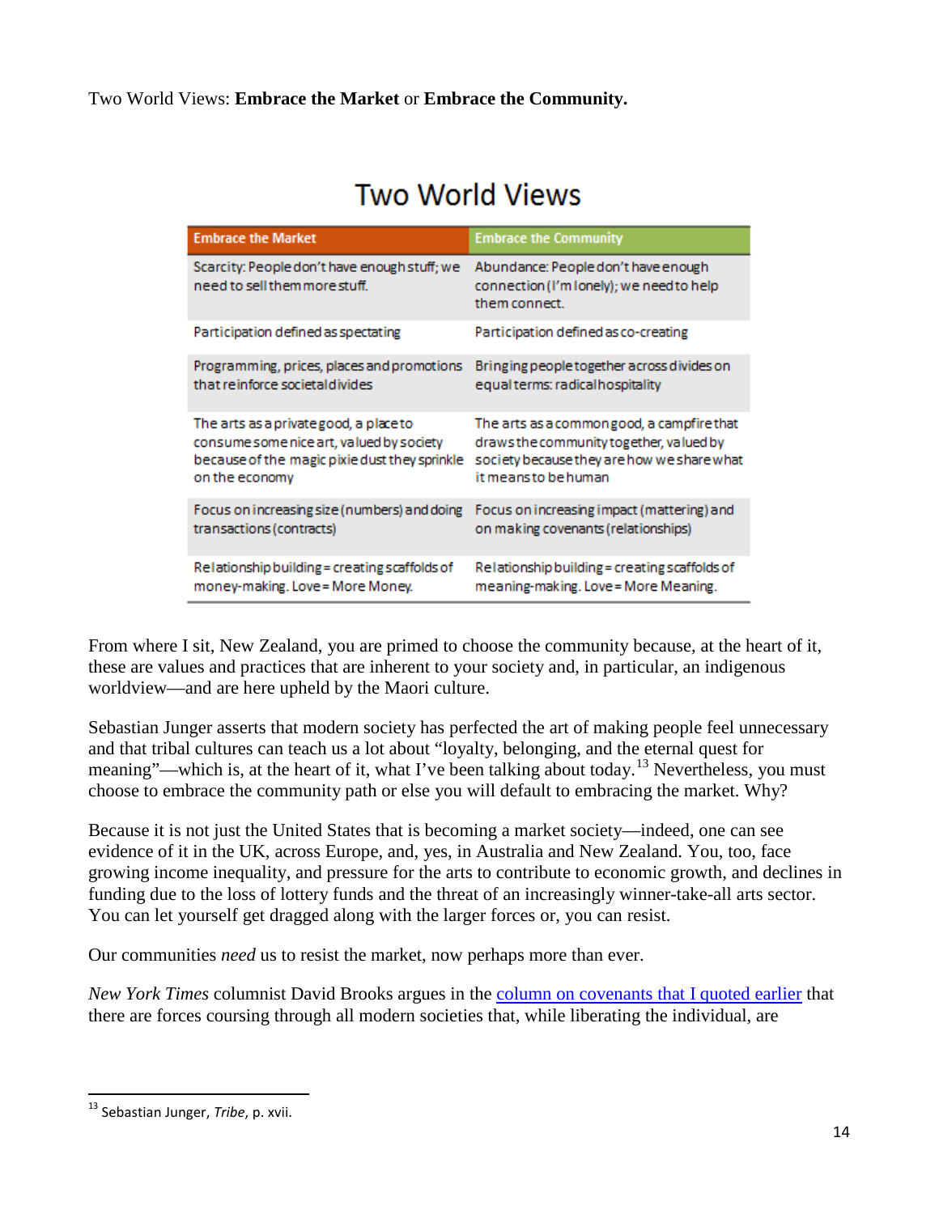Two World Views: **Embrace the Market** or **Embrace the Community.**

## Two World Views

| Embrace the Market | Embrace the Community |
|---|---|
| Scarcity: People don't have enough stuff; we need to sell them more stuff. | Abundance: People don't have enough connection (I'm lonely); we need to help them connect. |
| Participation defined as spectating | Participation defined as co-creating |
| Programming, prices, places and promotions that reinforce societal divides | Bringing people together across divides on equal terms: radical hospitality |
| The arts as a private good, a place to consume some nice art, valued by society because of the magic pixie dust they sprinkle on the economy | The arts as a common good, a campfire that draws the community together, valued by society because they are how we share what it means to be human |
| Focus on increasing size (numbers) and doing transactions (contracts) | Focus on increasing impact (mattering) and on making covenants (relationships) |
| Relationship building = creating scaffolds of money-making. Love = More Money. | Relationship building = creating scaffolds of meaning-making. Love = More Meaning. |

From where I sit, New Zealand, you are primed to choose the community because, at the heart of it, these are values and practices that are inherent to your society and, in particular, an indigenous worldview—and are here upheld by the Maori culture.

Sebastian Junger asserts that modern society has perfected the art of making people feel unnecessary and that tribal cultures can teach us a lot about "loyalty, belonging, and the eternal quest for meaning"—which is, at the heart of it, what I've been talking about today.[13] Nevertheless, you must choose to embrace the community path or else you will default to embracing the market. Why?

Because it is not just the United States that is becoming a market society—indeed, one can see evidence of it in the UK, across Europe, and, yes, in Australia and New Zealand. You, too, face growing income inequality, and pressure for the arts to contribute to economic growth, and declines in funding due to the loss of lottery funds and the threat of an increasingly winner-take-all arts sector. You can let yourself get dragged along with the larger forces or, you can resist.

Our communities *need* us to resist the market, now perhaps more than ever.

*New York Times* columnist David Brooks argues in the column on covenants that I quoted earlier that there are forces coursing through all modern societies that, while liberating the individual, are

[13] Sebastian Junger, *Tribe*, p. xvii.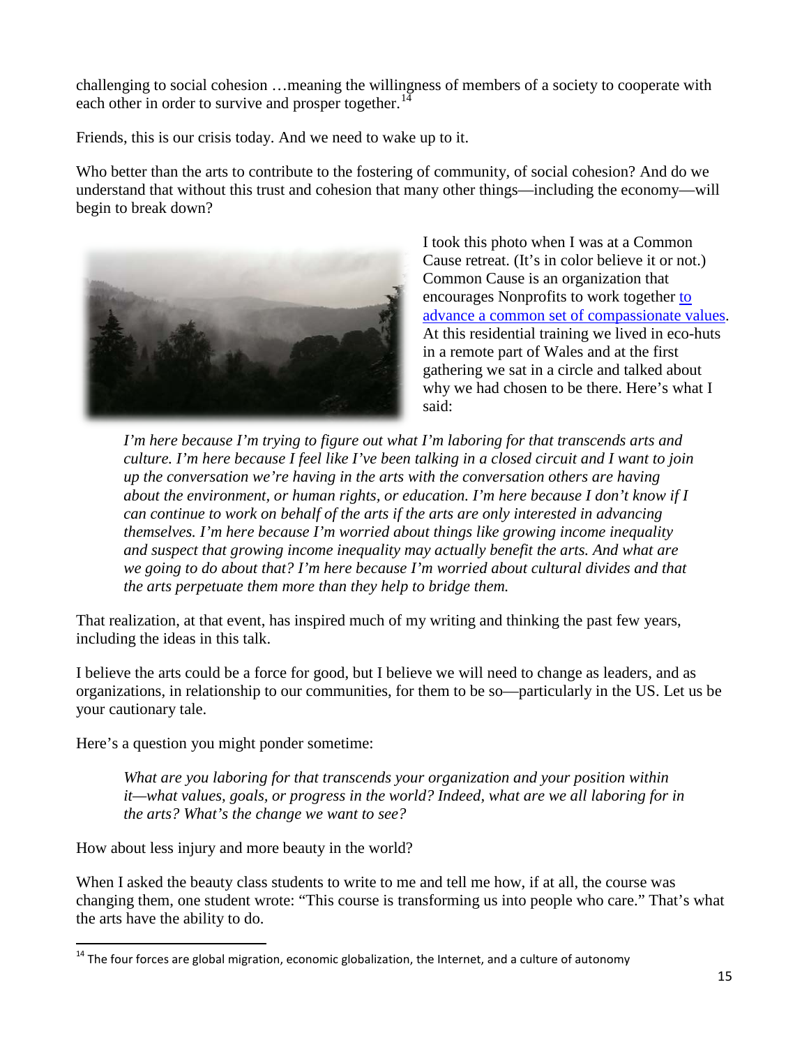challenging to social cohesion …meaning the willingness of members of a society to cooperate with each other in order to survive and prosper together.[14]

Friends, this is our crisis today. And we need to wake up to it.

Who better than the arts to contribute to the fostering of community, of social cohesion? And do we understand that without this trust and cohesion that many other things—including the economy—will begin to break down?

I took this photo when I was at a Common Cause retreat. (It's in color believe it or not.) Common Cause is an organization that encourages Nonprofits to work together to advance a common set of compassionate values. At this residential training we lived in eco-huts in a remote part of Wales and at the first gathering we sat in a circle and talked about why we had chosen to be there. Here's what I said:

> *I'm here because I'm trying to figure out what I'm laboring for that transcends arts and culture. I'm here because I feel like I've been talking in a closed circuit and I want to join up the conversation we're having in the arts with the conversation others are having about the environment, or human rights, or education. I'm here because I don't know if I can continue to work on behalf of the arts if the arts are only interested in advancing themselves. I'm here because I'm worried about things like growing income inequality and suspect that growing income inequality may actually benefit the arts. And what are we going to do about that? I'm here because I'm worried about cultural divides and that the arts perpetuate them more than they help to bridge them.*

That realization, at that event, has inspired much of my writing and thinking the past few years, including the ideas in this talk.

I believe the arts could be a force for good, but I believe we will need to change as leaders, and as organizations, in relationship to our communities, for them to be so—particularly in the US. Let us be your cautionary tale.

Here's a question you might ponder sometime:

> *What are you laboring for that transcends your organization and your position within it—what values, goals, or progress in the world? Indeed, what are we all laboring for in the arts? What's the change we want to see?*

How about less injury and more beauty in the world?

When I asked the beauty class students to write to me and tell me how, if at all, the course was changing them, one student wrote: "This course is transforming us into people who care." That's what the arts have the ability to do.

---

[14] The four forces are global migration, economic globalization, the Internet, and a culture of autonomy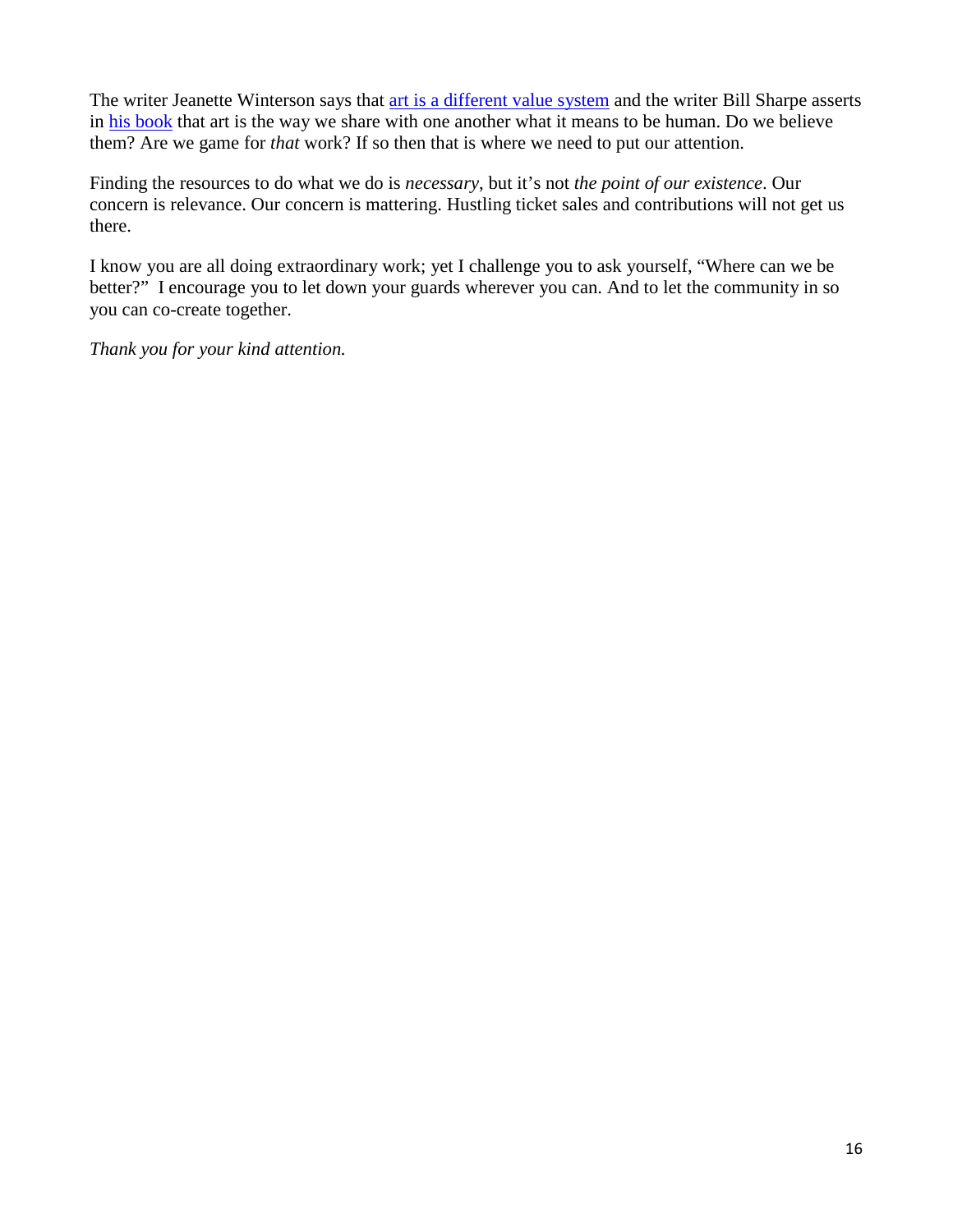The writer Jeanette Winterson says that art is a different value system and the writer Bill Sharpe asserts in his book that art is the way we share with one another what it means to be human. Do we believe them? Are we game for *that* work? If so then that is where we need to put our attention.

Finding the resources to do what we do is *necessary*, but it's not *the point of our existence*. Our concern is relevance. Our concern is mattering. Hustling ticket sales and contributions will not get us there.

I know you are all doing extraordinary work; yet I challenge you to ask yourself, "Where can we be better?" I encourage you to let down your guards wherever you can. And to let the community in so you can co-create together.

*Thank you for your kind attention.*